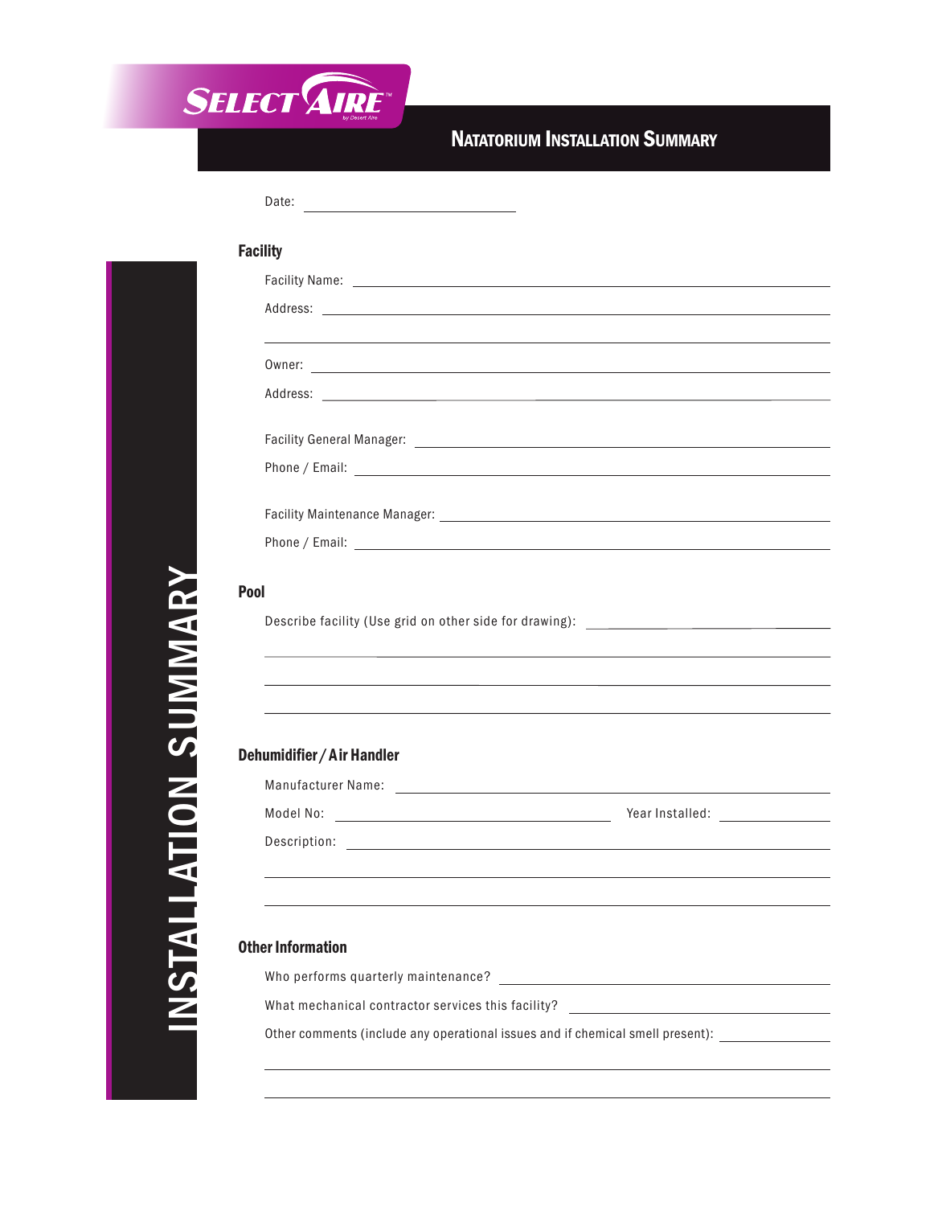# Natatorium Installation Summary

INSTALLATION SUMMARY

Date: ______________________

## Facility

Facility Name: ______________________________________________

Address: ______________________________________________

______________________________________________

Owner: ______________________________________________

Address: ______________________________________________

Facility General Manager: ______________________________________________

Phone / Email: ______________________________________________

Facility Maintenance Manager: ______________________________________________

Phone / Email: ______________________________________________

## Pool

Describe facility (Use grid on other side for drawing): ______________________

______________________________________________

______________________________________________

______________________________________________

## Dehumidifier / Air Handler

Manufacturer Name: ______________________________________________

Model No: ______________________ Year Installed: ____________

Description: ______________________________________________

______________________________________________

______________________________________________

## Other Information

Who performs quarterly maintenance? ______________________

What mechanical contractor services this facility? ______________________

Other comments (include any operational issues and if chemical smell present): ____________

______________________________________________

______________________________________________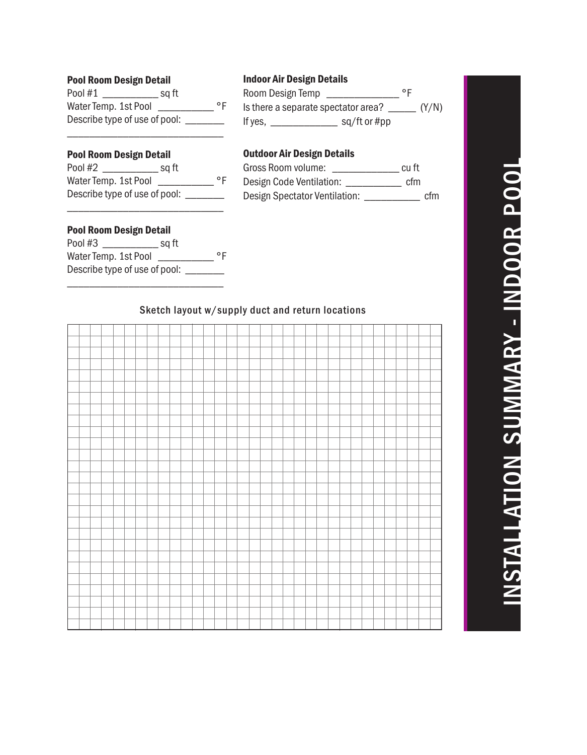## INSTALLATION SUMMARY - INDOOR POOL

### Pool Room Design Detail

Pool #1 ___________ sq ft

Water Temp. 1st Pool ___________ °F

Describe type of use of pool: ________

_______________________________

### Pool Room Design Detail

Pool #2 ___________ sq ft

Water Temp. 1st Pool ___________ °F

Describe type of use of pool: ________

_______________________________

### Pool Room Design Detail

Pool #3 ___________ sq ft

Water Temp. 1st Pool ___________ °F

Describe type of use of pool: ________

_______________________________

### Indoor Air Design Details

Room Design Temp ______________ °F

Is there a separate spectator area? ______ (Y/N)

If yes, ______________ sq/ft or #pp

### Outdoor Air Design Details

Gross Room volume: _____________ cu ft

Design Code Ventilation: ___________ cfm

Design Spectator Ventilation: ___________ cfm

Sketch layout w/supply duct and return locations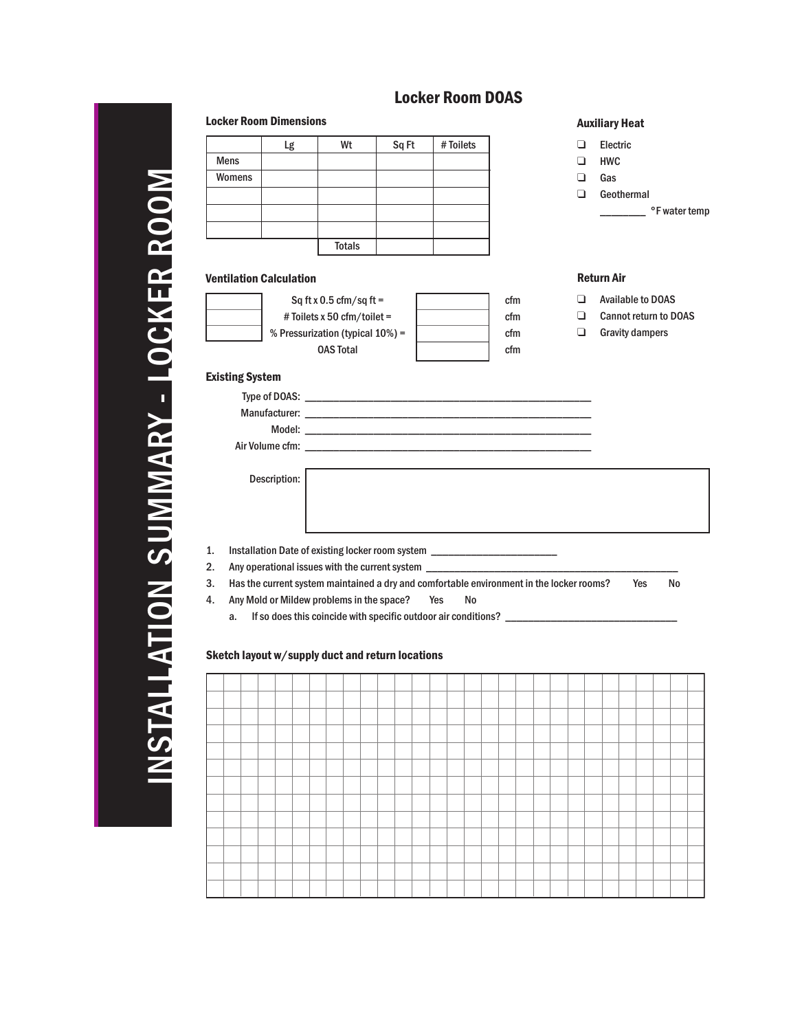# INSTALLATION SUMMARY - LOCKER ROOM

## Locker Room DOAS

### Locker Room Dimensions

| | Lg | Wt | Sq Ft | # Toilets |
|---|---|---|---|---|
| Mens | | | | |
| Womens | | | | |
| | | | | |
| | | | | |
| | | | | |
| | | Totals | | |

### Auxiliary Heat

- ❑ Electric
- ❑ HWC
- ❑ Gas
- ❑ Geothermal

  ________ °F water temp

### Ventilation Calculation

| | | | |
|---|---|---|---|
| | Sq ft x 0.5 cfm/sq ft = | | cfm |
| | # Toilets x 50 cfm/toilet = | | cfm |
| | % Pressurization (typical 10%) = | | cfm |
| | OAS Total | | cfm |

### Return Air

- ❑ Available to DOAS
- ❑ Cannot return to DOAS
- ❑ Gravity dampers

### Existing System

Type of DOAS: ________________________________________________

Manufacturer: ________________________________________________

Model: ________________________________________________

Air Volume cfm: ________________________________________________

Description:

1. Installation Date of existing locker room system ______________________
2. Any operational issues with the current system ____________________________________________
3. Has the current system maintained a dry and comfortable environment in the locker rooms? Yes No
4. Any Mold or Mildew problems in the space? Yes No
   a. If so does this coincide with specific outdoor air conditions? ______________________________

### Sketch layout w/supply duct and return locations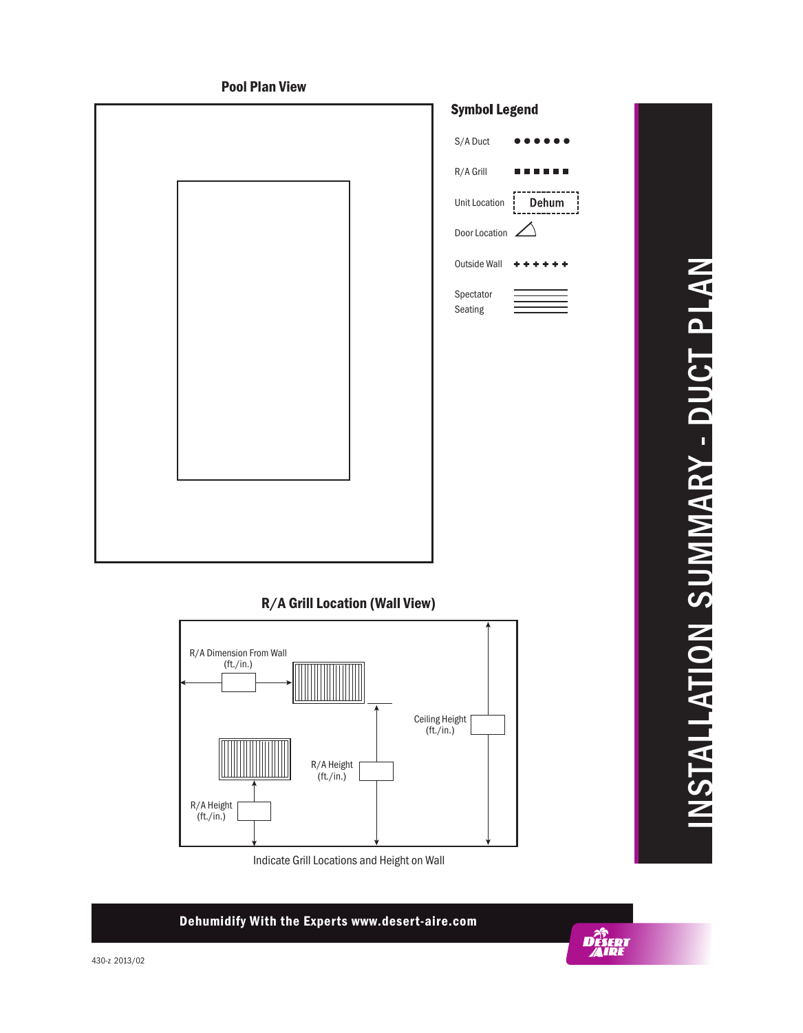## Pool Plan View

## Symbol Legend

- S/A Duct ●●●●●●
- R/A Grill ■■■■■■
- Unit Location — Dehum
- Door Location
- Outside Wall ++++++
- Spectator Seating

## R/A Grill Location (Wall View)

R/A Dimension From Wall (ft./in.)

Ceiling Height (ft./in.)

R/A Height (ft./in.)

R/A Height (ft./in.)

Indicate Grill Locations and Height on Wall

# INSTALLATION SUMMARY - DUCT PLAN

**Dehumidify With the Experts www.desert-aire.com**

DESERT AIRE

430-z 2013/02